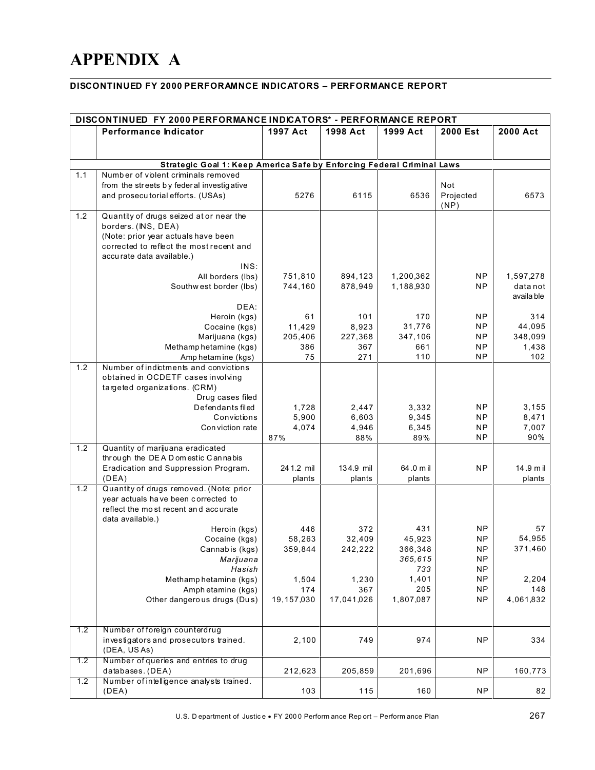# APPENDIX A

### DISCONTINUED FY 2000 PERFORAMNCE INDICATORS – PERFORMANCE REPORT

| DISCONTINUED FY 2000 PERFORMANCE INDICATORS* - PERFORMANCE REPORT | | | | | | |
|---|---|---|---|---|---|---|
| | **Performance Indicator** | **1997 Act** | **1998 Act** | **1999 Act** | **2000 Est** | **2000 Act** |
| | **Strategic Goal 1: Keep America Safe by Enforcing Federal Criminal Laws** | | | | | |
| 1.1 | Number of violent criminals removed from the streets by federal investigative and prosecutorial efforts. (USAs) | 5276 | 6115 | 6536 | Not Projected (NP) | 6573 |
| 1.2 | Quantity of drugs seized at or near the borders. (INS, DEA) (Note: prior year actuals have been corrected to reflect the most recent and accurate data available.) | | | | | |
| | INS: | | | | | |
| | All borders (lbs) | 751,810 | 894,123 | 1,200,362 | NP | 1,597,278 |
| | Southwest border (lbs) | 744,160 | 878,949 | 1,188,930 | NP | data not available |
| | DEA: | | | | | |
| | Heroin (kgs) | 61 | 101 | 170 | NP | 314 |
| | Cocaine (kgs) | 11,429 | 8,923 | 31,776 | NP | 44,095 |
| | Marijuana (kgs) | 205,406 | 227,368 | 347,106 | NP | 348,099 |
| | Methamphetamine (kgs) | 386 | 367 | 661 | NP | 1,438 |
| | Amphetamine (kgs) | 75 | 271 | 110 | NP | 102 |
| 1.2 | Number of indictments and convictions obtained in OCDETF cases involving targeted organizations. (CRM) | | | | | |
| | Drug cases filed | | | | | |
| | Defendants filed | 1,728 | 2,447 | 3,332 | NP | 3,155 |
| | Convictions | 5,900 | 6,603 | 9,345 | NP | 8,471 |
| | Conviction rate | 4,074 | 4,946 | 6,345 | NP | 7,007 |
| | | 87% | 88% | 89% | NP | 90% |
| 1.2 | Quantity of marijuana eradicated through the DEA Domestic Cannabis Eradication and Suppression Program. (DEA) | 241.2 mil plants | 134.9 mil plants | 64.0 mil plants | NP | 14.9 mil plants |
| 1.2 | Quantity of drugs removed. (Note: prior year actuals have been corrected to reflect the most recent and accurate data available.) | | | | | |
| | Heroin (kgs) | 446 | 372 | 431 | NP | 57 |
| | Cocaine (kgs) | 58,263 | 32,409 | 45,923 | NP | 54,955 |
| | Cannabis (kgs) | 359,844 | 242,222 | 366,348 | NP | 371,460 |
| | *Marijuana* | | | *365,615* | NP | |
| | *Hasish* | | | *733* | NP | |
| | Methamphetamine (kgs) | 1,504 | 1,230 | 1,401 | NP | 2,204 |
| | Amphetamine (kgs) | 174 | 367 | 205 | NP | 148 |
| | Other dangerous drugs (Dus) | 19,157,030 | 17,041,026 | 1,807,087 | NP | 4,061,832 |
| 1.2 | Number of foreign counterdrug investigators and prosecutors trained. (DEA, USAs) | 2,100 | 749 | 974 | NP | 334 |
| 1.2 | Number of queries and entries to drug databases. (DEA) | 212,623 | 205,859 | 201,696 | NP | 160,773 |
| 1.2 | Number of intelligence analysts trained. (DEA) | 103 | 115 | 160 | NP | 82 |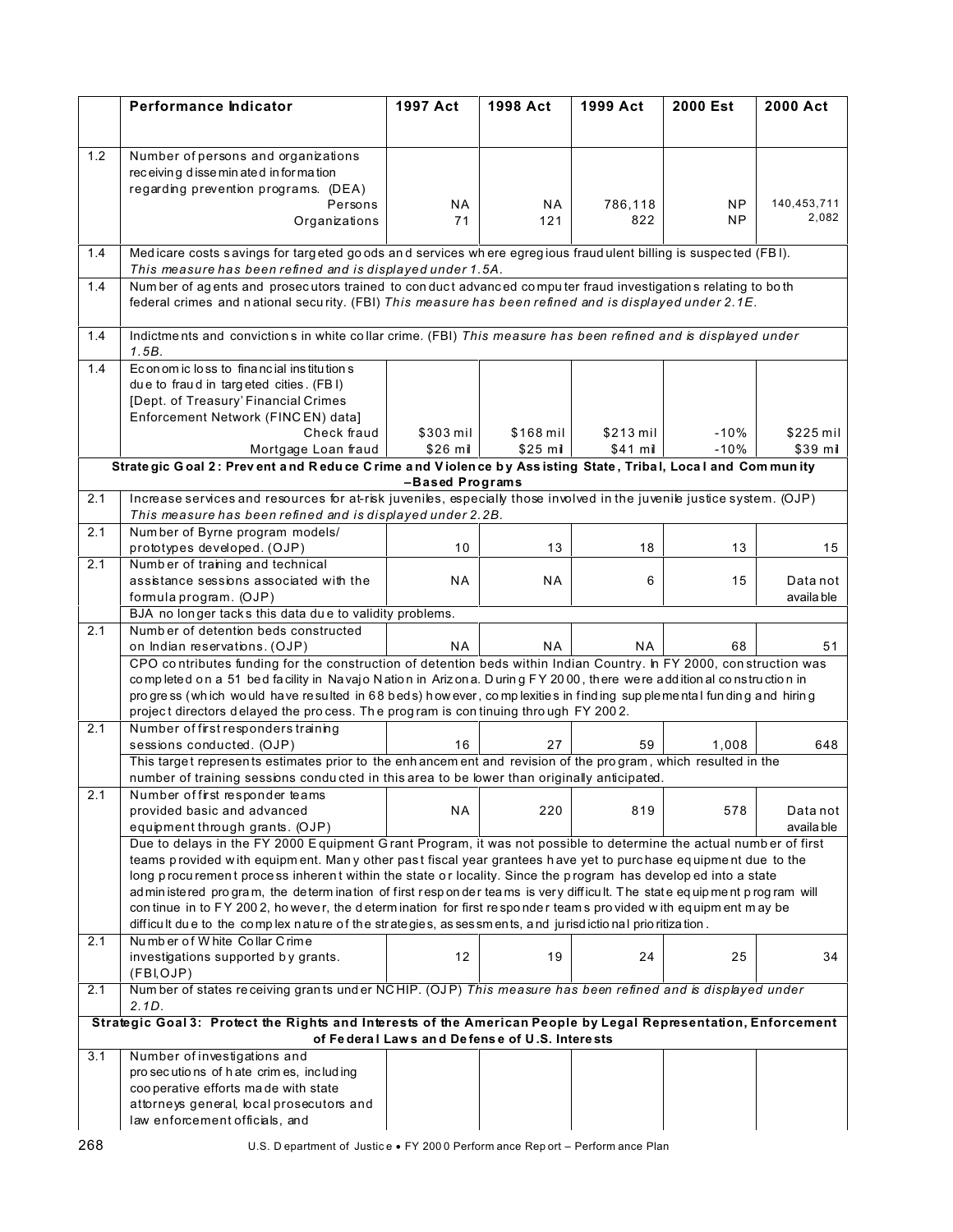| | Performance Indicator | 1997 Act | 1998 Act | 1999 Act | 2000 Est | 2000 Act |
|---|---|---|---|---|---|---|
| 1.2 | Number of persons and organizations receiving disseminated information regarding prevention programs. (DEA)<br>Persons<br>Organizations | <br>NA<br>71 | <br>NA<br>121 | <br>786,118<br>822 | <br>NP<br>NP | <br>140,453,711<br>2,082 |
| 1.4 | Medicare costs savings for targeted goods and services where egregious fraudulent billing is suspected (FBI). *This measure has been refined and is displayed under 1.5A.* | | | | | |
| 1.4 | Number of agents and prosecutors trained to conduct advanced computer fraud investigations relating to both federal crimes and national security. (FBI) *This measure has been refined and is displayed under 2.1E.* | | | | | |
| 1.4 | Indictments and convictions in white collar crime. (FBI) *This measure has been refined and is displayed under 1.5B.* | | | | | |
| 1.4 | Economic loss to financial institutions due to fraud in targeted cities. (FBI) [Dept. of Treasury' Financial Crimes Enforcement Network (FINCEN) data]<br>Check fraud<br>Mortgage Loan fraud | <br>$303 mil<br>$26 mil | <br>$168 mil<br>$25 mil | <br>$213 mil<br>$41 mil | <br>-10%<br>-10% | <br>$225 mil<br>$39 mil |
| | **Strategic Goal 2: Prevent and Reduce Crime and Violence by Assisting State, Tribal, Local and Community–Based Programs** | | | | | |
| 2.1 | Increase services and resources for at-risk juveniles, especially those involved in the juvenile justice system. (OJP) *This measure has been refined and is displayed under 2.2B.* | | | | | |
| 2.1 | Number of Byrne program models/ prototypes developed. (OJP) | 10 | 13 | 18 | 13 | 15 |
| 2.1 | Number of training and technical assistance sessions associated with the formula program. (OJP) | NA | NA | 6 | 15 | Data not available |
| | BJA no longer tacks this data due to validity problems. | | | | | |
| 2.1 | Number of detention beds constructed on Indian reservations. (OJP) | NA | NA | NA | 68 | 51 |
| | CPO contributes funding for the construction of detention beds within Indian Country. In FY 2000, construction was completed on a 51 bed facility in Navajo Nation in Arizona. During FY 2000, there were additional construction in progress (which would have resulted in 68 beds) however, complexities in finding supplemental funding and hiring project directors delayed the process. The program is continuing through FY 2002. | | | | | |
| 2.1 | Number of first responders training sessions conducted. (OJP) | 16 | 27 | 59 | 1,008 | 648 |
| | This target represents estimates prior to the enhancement and revision of the program, which resulted in the number of training sessions conducted in this area to be lower than originally anticipated. | | | | | |
| 2.1 | Number of first responder teams provided basic and advanced equipment through grants. (OJP) | NA | 220 | 819 | 578 | Data not available |
| | Due to delays in the FY 2000 Equipment Grant Program, it was not possible to determine the actual number of first teams provided with equipment. Many other past fiscal year grantees have yet to purchase equipment due to the long procurement process inherent within the state or locality. Since the program has developed into a state administered program, the determination of first responder teams is very difficult. The state equipment program will continue in to FY 2002, however, the determination for first responder teams provided with equipment may be difficult due to the complex nature of the strategies, assessments, and jurisdictional prioritization. | | | | | |
| 2.1 | Number of White Collar Crime investigations supported by grants. (FBI,OJP) | 12 | 19 | 24 | 25 | 34 |
| 2.1 | Number of states receiving grants under NCHIP. (OJP) *This measure has been refined and is displayed under 2.1D.* | | | | | |
| | **Strategic Goal 3: Protect the Rights and Interests of the American People by Legal Representation, Enforcement of Federal Laws and Defense of U.S. Interests** | | | | | |
| 3.1 | Number of investigations and prosecutions of hate crimes, including cooperative efforts made with state attorneys general, local prosecutors and law enforcement officials, and | | | | | |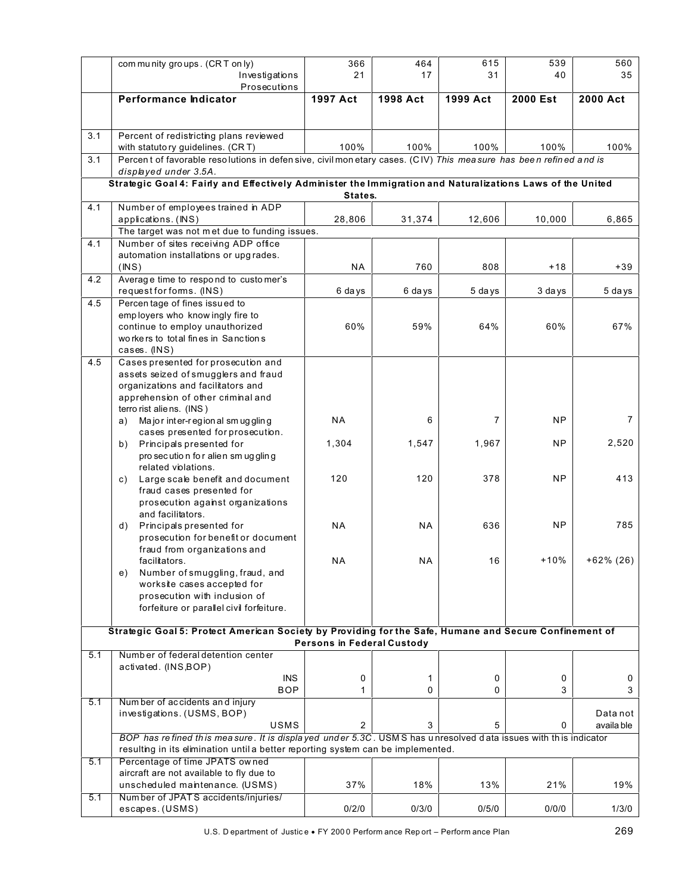| | | 1997 Act | 1998 Act | 1999 Act | 2000 Est | 2000 Act |
|---|---|---|---|---|---|---|
| | community groups. (CRT only) | 366 | 464 | 615 | 539 | 560 |
| | Investigations | 21 | 17 | 31 | 40 | 35 |
| | Prosecutions | | | | | |
| | **Performance Indicator** | **1997 Act** | **1998 Act** | **1999 Act** | **2000 Est** | **2000 Act** |
| 3.1 | Percent of redistricting plans reviewed with statutory guidelines. (CRT) | 100% | 100% | 100% | 100% | 100% |
| 3.1 | Percent of favorable resolutions in defensive, civil monetary cases. (CIV) *This measure has been refined and is displayed under 3.5A.* | | | | | |
| | **Strategic Goal 4: Fairly and Effectively Administer the Immigration and Naturalizations Laws of the United States.** | | | | | |
| 4.1 | Number of employees trained in ADP applications. (INS) | 28,806 | 31,374 | 12,606 | 10,000 | 6,865 |
| | The target was not met due to funding issues. | | | | | |
| 4.1 | Number of sites receiving ADP office automation installations or upgrades. (INS) | NA | 760 | 808 | +18 | +39 |
| 4.2 | Average time to respond to customer's request for forms. (INS) | 6 days | 6 days | 5 days | 3 days | 5 days |
| 4.5 | Percentage of fines issued to employers who knowingly fire to continue to employ unauthorized workers to total fines in Sanctions cases. (INS) | 60% | 59% | 64% | 60% | 67% |
| 4.5 | Cases presented for prosecution and assets seized of smugglers and fraud organizations and facilitators and apprehension of other criminal and terrorist aliens. (INS) | | | | | |
| | a) Major inter-regional smuggling cases presented for prosecution. | NA | 6 | 7 | NP | 7 |
| | b) Principals presented for prosecution for alien smuggling related violations. | 1,304 | 1,547 | 1,967 | NP | 2,520 |
| | c) Large scale benefit and document fraud cases presented for prosecution against organizations and facilitators. | 120 | 120 | 378 | NP | 413 |
| | d) Principals presented for prosecution for benefit or document fraud from organizations and facilitators. | NA | NA | 636 | NP | 785 |
| | e) Number of smuggling, fraud, and worksite cases accepted for prosecution with inclusion of forfeiture or parallel civil forfeiture. | NA | NA | 16 | +10% | +62% (26) |
| | **Strategic Goal 5: Protect American Society by Providing for the Safe, Humane and Secure Confinement of Persons in Federal Custody** | | | | | |
| 5.1 | Number of federal detention center activated. (INS,BOP) | | | | | |
| | INS | 0 | 1 | 0 | 0 | 0 |
| | BOP | 1 | 0 | 0 | 3 | 3 |
| 5.1 | Number of accidents and injury investigations. (USMS, BOP) | | | | | |
| | USMS | 2 | 3 | 5 | 0 | Data not available |
| | *BOP has refined this measure. It is displayed under 5.3C.* USMS has unresolved data issues with this indicator resulting in its elimination until a better reporting system can be implemented. | | | | | |
| 5.1 | Percentage of time JPATS owned aircraft are not available to fly due to unscheduled maintenance. (USMS) | 37% | 18% | 13% | 21% | 19% |
| 5.1 | Number of JPATS accidents/injuries/ escapes. (USMS) | 0/2/0 | 0/3/0 | 0/5/0 | 0/0/0 | 1/3/0 |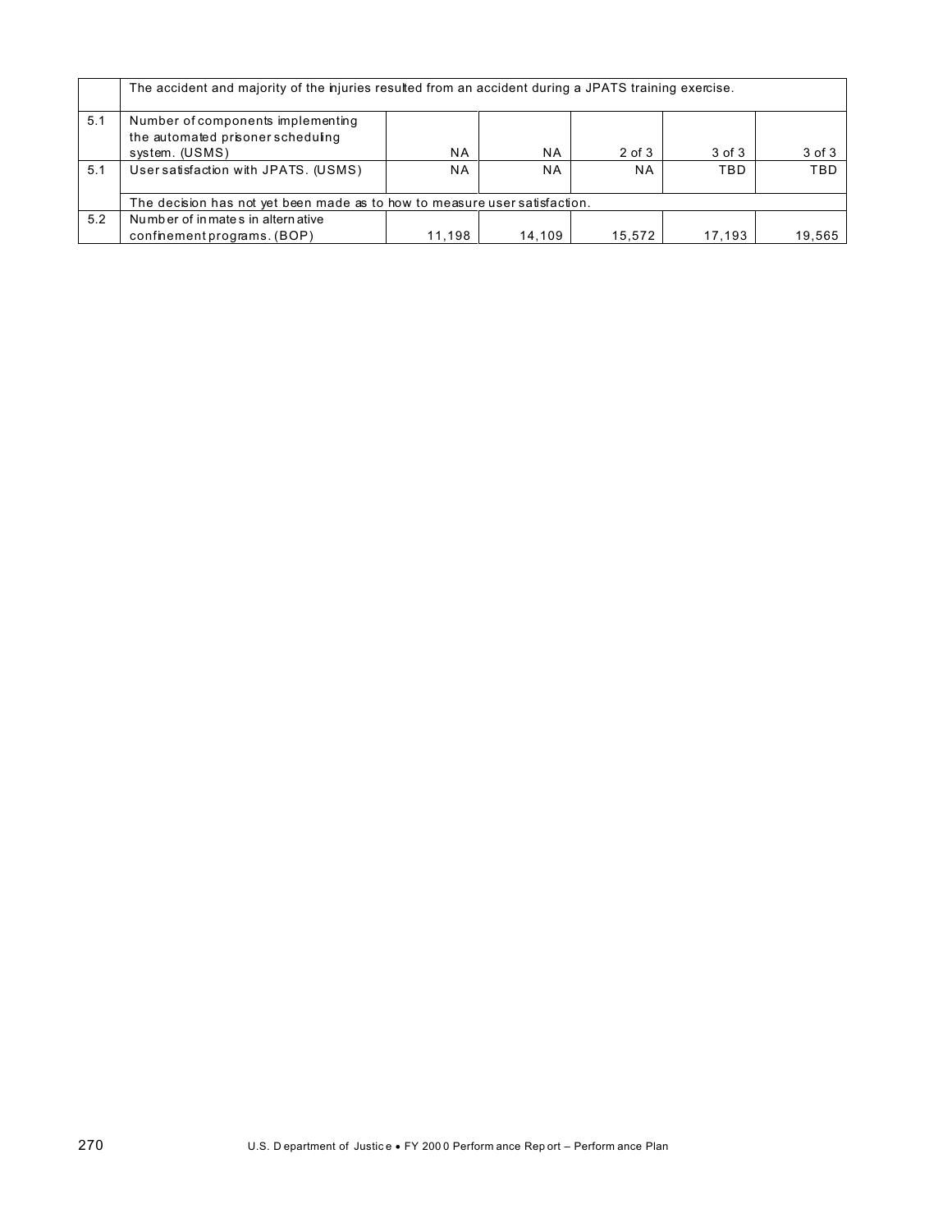| | | | | | | |
|---|---|---|---|---|---|---|
| | The accident and majority of the injuries resulted from an accident during a JPATS training exercise. | | | | | |
| 5.1 | Number of components implementing the automated prisoner scheduling system. (USMS) | NA | NA | 2 of 3 | 3 of 3 | 3 of 3 |
| 5.1 | User satisfaction with JPATS. (USMS) | NA | NA | NA | TBD | TBD |
| | The decision has not yet been made as to how to measure user satisfaction. | | | | | |
| 5.2 | Number of inmates in alternative confinement programs. (BOP) | 11,198 | 14,109 | 15,572 | 17,193 | 19,565 |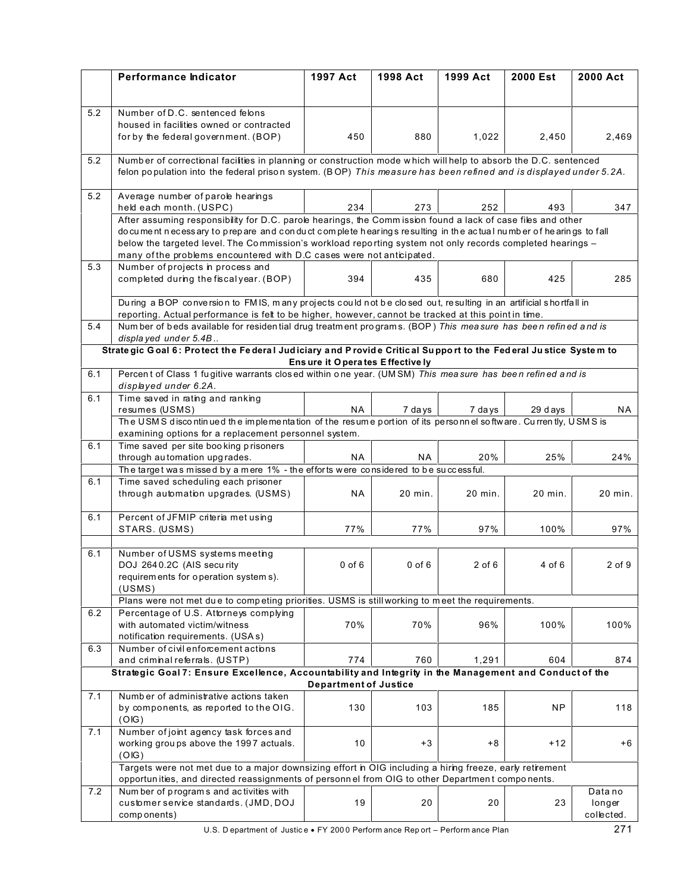| | Performance Indicator | 1997 Act | 1998 Act | 1999 Act | 2000 Est | 2000 Act |
|---|---|---|---|---|---|---|
| 5.2 | Number of D.C. sentenced felons housed in facilities owned or contracted for by the federal government. (BOP) | 450 | 880 | 1,022 | 2,450 | 2,469 |
| 5.2 | Number of correctional facilities in planning or construction mode which will help to absorb the D.C. sentenced felon population into the federal prison system. (BOP) *This measure has been refined and is displayed under 5.2A.* | | | | | |
| 5.2 | Average number of parole hearings held each month. (USPC) | 234 | 273 | 252 | 493 | 347 |
| | After assuming responsibility for D.C. parole hearings, the Commission found a lack of case files and other document necessary to prepare and conduct complete hearings resulting in the actual number of hearings to fall below the targeted level. The Commission's workload reporting system not only records completed hearings – many of the problems encountered with D.C cases were not anticipated. | | | | | |
| 5.3 | Number of projects in process and completed during the fiscal year. (BOP) | 394 | 435 | 680 | 425 | 285 |
| | During a BOP conversion to FMIS, many projects could not be closed out, resulting in an artificial shortfall in reporting. Actual performance is felt to be higher, however, cannot be tracked at this point in time. | | | | | |
| 5.4 | Number of beds available for residential drug treatment programs. (BOP) *This measure has been refined and is displayed under 5.4B..* | | | | | |
| | **Strategic Goal 6: Protect the Federal Judiciary and Provide Critical Support to the Federal Justice System to Ensure it Operates Effectively** | | | | | |
| 6.1 | Percent of Class 1 fugitive warrants closed within one year. (UMSM) *This measure has been refined and is displayed under 6.2A.* | | | | | |
| 6.1 | Time saved in rating and ranking resumes (USMS) | NA | 7 days | 7 days | 29 days | NA |
| | The USMS discontinued the implementation of the resume portion of its personnel software. Currently, USMS is examining options for a replacement personnel system. | | | | | |
| 6.1 | Time saved per site booking prisoners through automation upgrades. | NA | NA | 20% | 25% | 24% |
| | The target was missed by a mere 1% - the efforts were considered to be successful. | | | | | |
| 6.1 | Time saved scheduling each prisoner through automation upgrades. (USMS) | NA | 20 min. | 20 min. | 20 min. | 20 min. |
| 6.1 | Percent of JFMIP criteria met using STARS. (USMS) | 77% | 77% | 97% | 100% | 97% |
| 6.1 | Number of USMS systems meeting DOJ 2640.2C (AIS security requirements for operation systems). (USMS) | 0 of 6 | 0 of 6 | 2 of 6 | 4 of 6 | 2 of 9 |
| | Plans were not met due to competing priorities. USMS is still working to meet the requirements. | | | | | |
| 6.2 | Percentage of U.S. Attorneys complying with automated victim/witness notification requirements. (USAs) | 70% | 70% | 96% | 100% | 100% |
| 6.3 | Number of civil enforcement actions and criminal referrals. (USTP) | 774 | 760 | 1,291 | 604 | 874 |
| | **Strategic Goal 7: Ensure Excellence, Accountability and Integrity in the Management and Conduct of the Department of Justice** | | | | | |
| 7.1 | Number of administrative actions taken by components, as reported to the OIG. (OIG) | 130 | 103 | 185 | NP | 118 |
| 7.1 | Number of joint agency task forces and working groups above the 1997 actuals. (OIG) | 10 | +3 | +8 | +12 | +6 |
| | Targets were not met due to a major downsizing effort in OIG including a hiring freeze, early retirement opportunities, and directed reassignments of personnel from OIG to other Department components. | | | | | |
| 7.2 | Number of programs and activities with customer service standards. (JMD, DOJ components) | 19 | 20 | 20 | 23 | Data no longer collected. |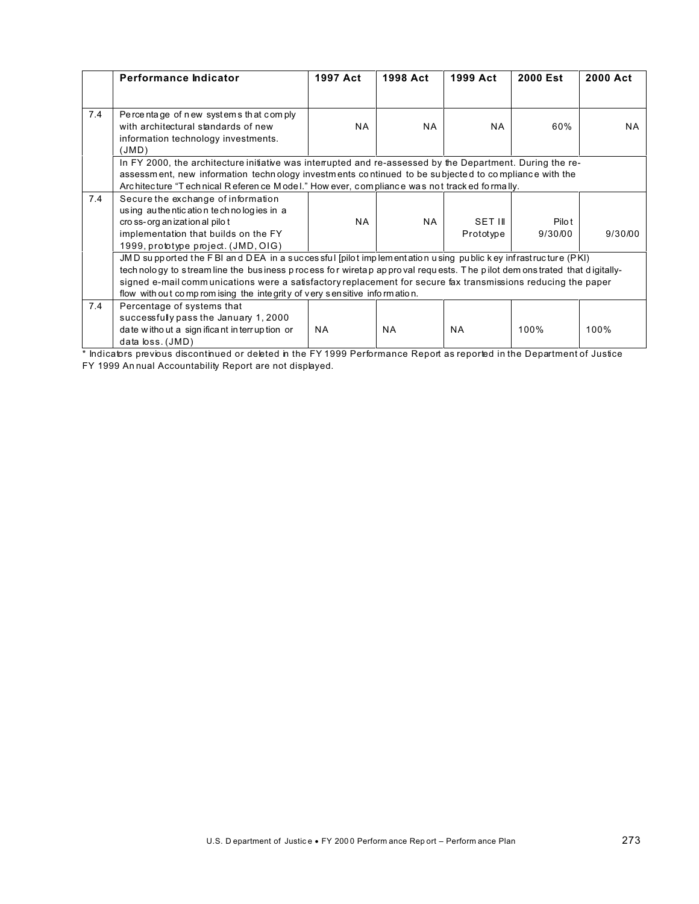| | Performance Indicator | 1997 Act | 1998 Act | 1999 Act | 2000 Est | 2000 Act |
|---|---|---|---|---|---|---|
| 7.4 | Percentage of new systems that comply with architectural standards of new information technology investments. (JMD) | NA | NA | NA | 60% | NA |
| | In FY 2000, the architecture initiative was interrupted and re-assessed by the Department. During the re-assessment, new information technology investments continued to be subjected to compliance with the Architecture "Technical Reference Model." However, compliance was not tracked formally. | | | | | |
| 7.4 | Secure the exchange of information using authentication technologies in a cross-organizational pilot implementation that builds on the FY 1999, prototype project. (JMD, OIG) | NA | NA | SET III Prototype | Pilot 9/30/00 | 9/30/00 |
| | JMD supported the FBI and DEA in a successful [pilot implementation using public key infrastructure (PKI) technology to streamline the business process for wiretap approval requests. The pilot demonstrated that digitally-signed e-mail communications were a satisfactory replacement for secure fax transmissions reducing the paper flow without compromising the integrity of very sensitive information. | | | | | |
| 7.4 | Percentage of systems that successfully pass the January 1, 2000 date without a significant interruption or data loss. (JMD) | NA | NA | NA | 100% | 100% |

* Indicators previous discontinued or deleted in the FY 1999 Performance Report as reported in the Department of Justice FY 1999 Annual Accountability Report are not displayed.